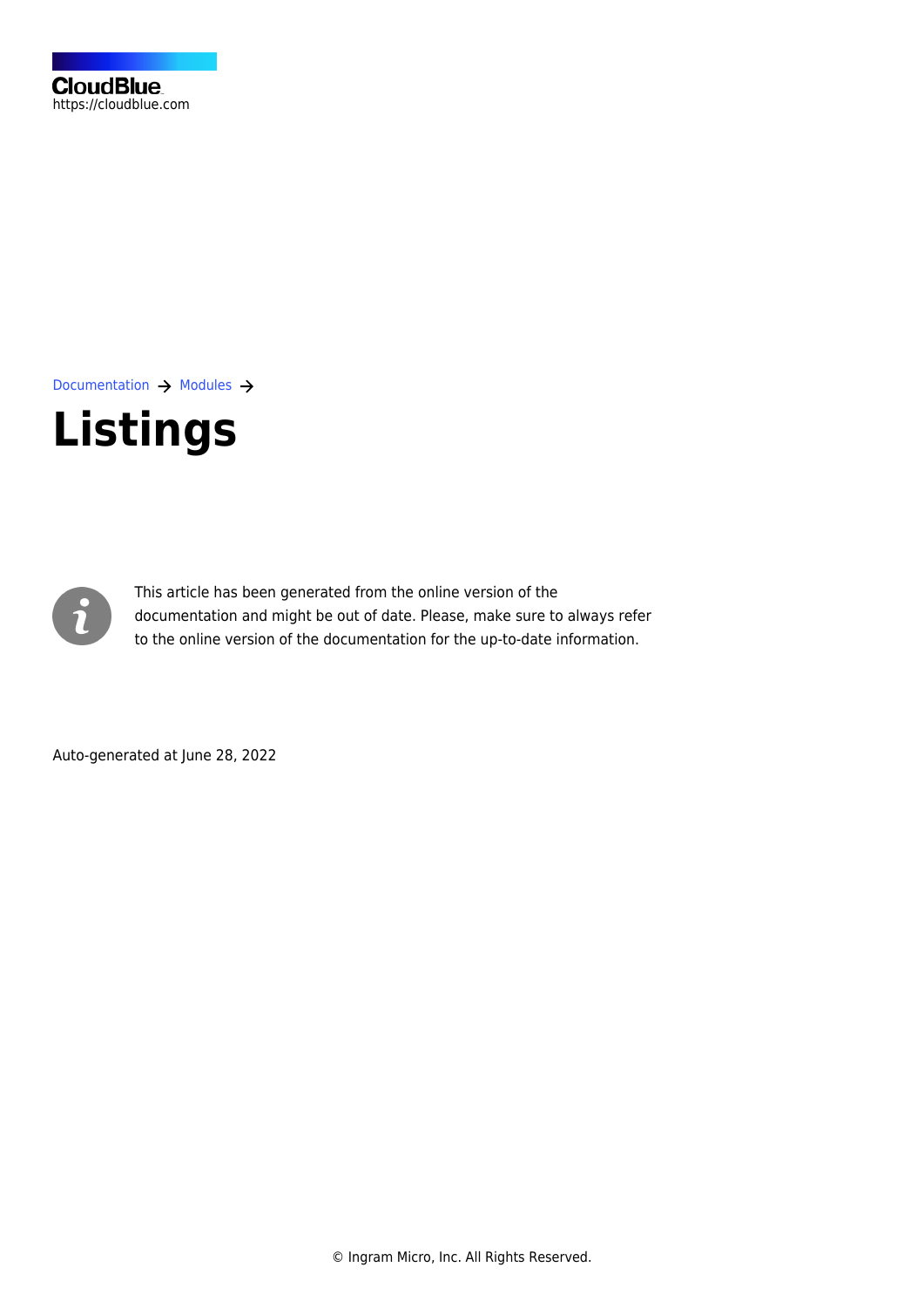CloudBlue
https://cloudblue.com

Documentation → Modules →

# Listings

This article has been generated from the online version of the documentation and might be out of date. Please, make sure to always refer to the online version of the documentation for the up-to-date information.

Auto-generated at June 28, 2022

© Ingram Micro, Inc. All Rights Reserved.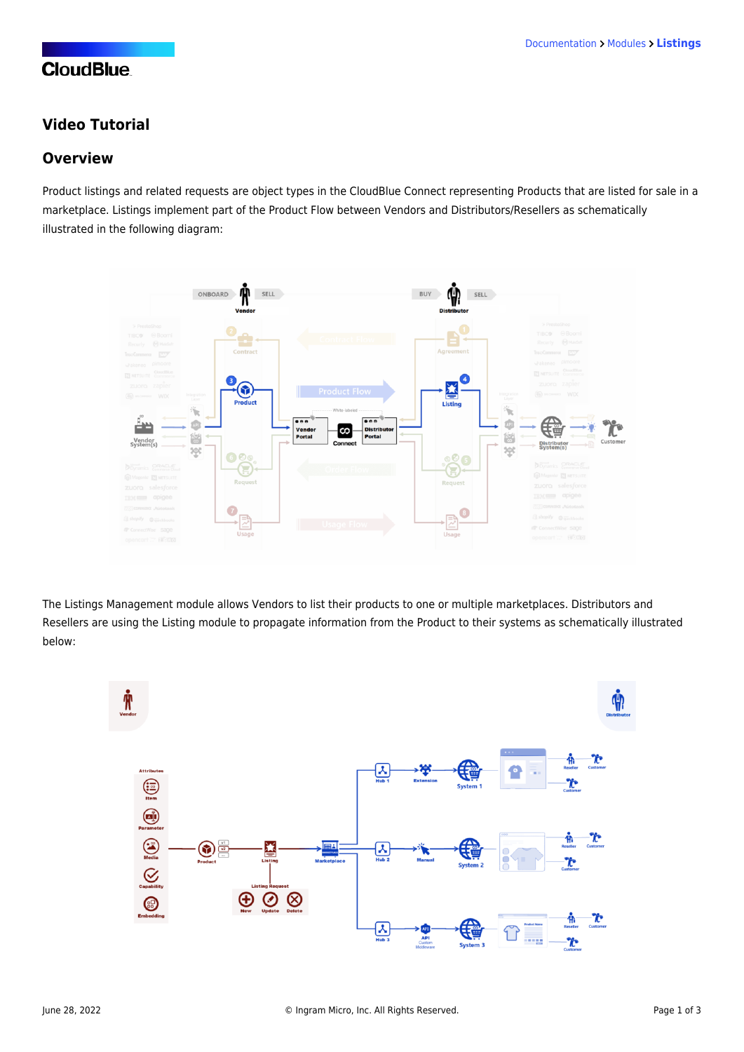## Video Tutorial

## Overview

Product listings and related requests are object types in the CloudBlue Connect representing Products that are listed for sale in a marketplace. Listings implement part of the Product Flow between Vendors and Distributors/Resellers as schematically illustrated in the following diagram:

The Listings Management module allows Vendors to list their products to one or multiple marketplaces. Distributors and Resellers are using the Listing module to propagate information from the Product to their systems as schematically illustrated below: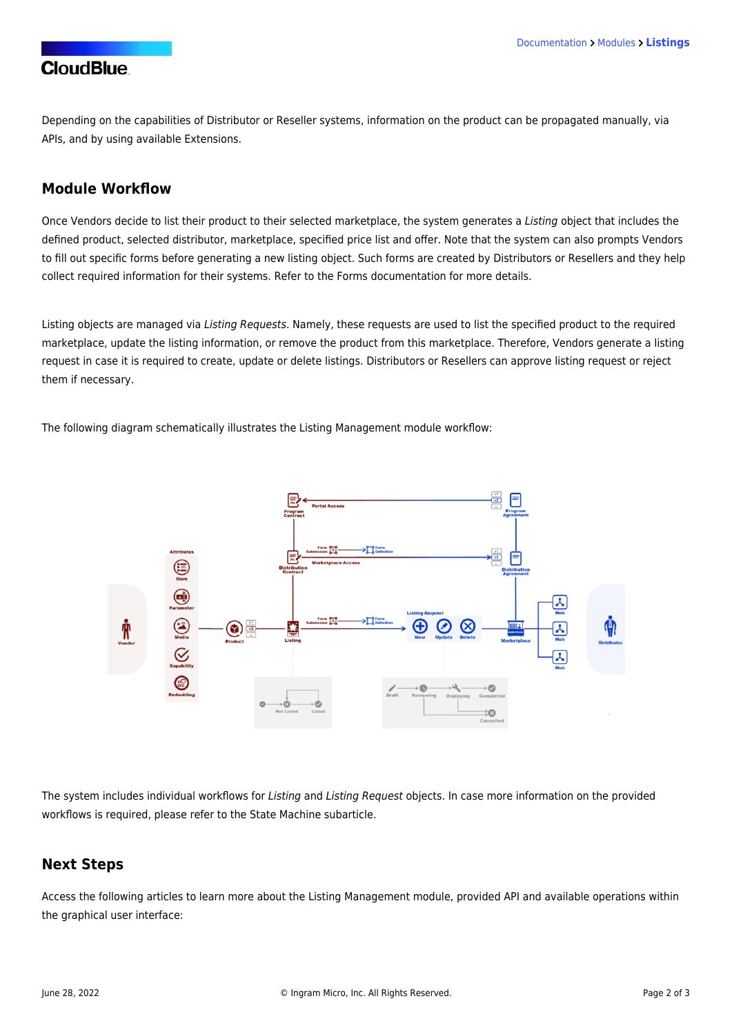Depending on the capabilities of Distributor or Reseller systems, information on the product can be propagated manually, via APIs, and by using available Extensions.

## Module Workflow

Once Vendors decide to list their product to their selected marketplace, the system generates a *Listing* object that includes the defined product, selected distributor, marketplace, specified price list and offer. Note that the system can also prompts Vendors to fill out specific forms before generating a new listing object. Such forms are created by Distributors or Resellers and they help collect required information for their systems. Refer to the Forms documentation for more details.

Listing objects are managed via *Listing Requests*. Namely, these requests are used to list the specified product to the required marketplace, update the listing information, or remove the product from this marketplace. Therefore, Vendors generate a listing request in case it is required to create, update or delete listings. Distributors or Resellers can approve listing request or reject them if necessary.

The following diagram schematically illustrates the Listing Management module workflow:

The system includes individual workflows for *Listing* and *Listing Request* objects. In case more information on the provided workflows is required, please refer to the State Machine subarticle.

## Next Steps

Access the following articles to learn more about the Listing Management module, provided API and available operations within the graphical user interface: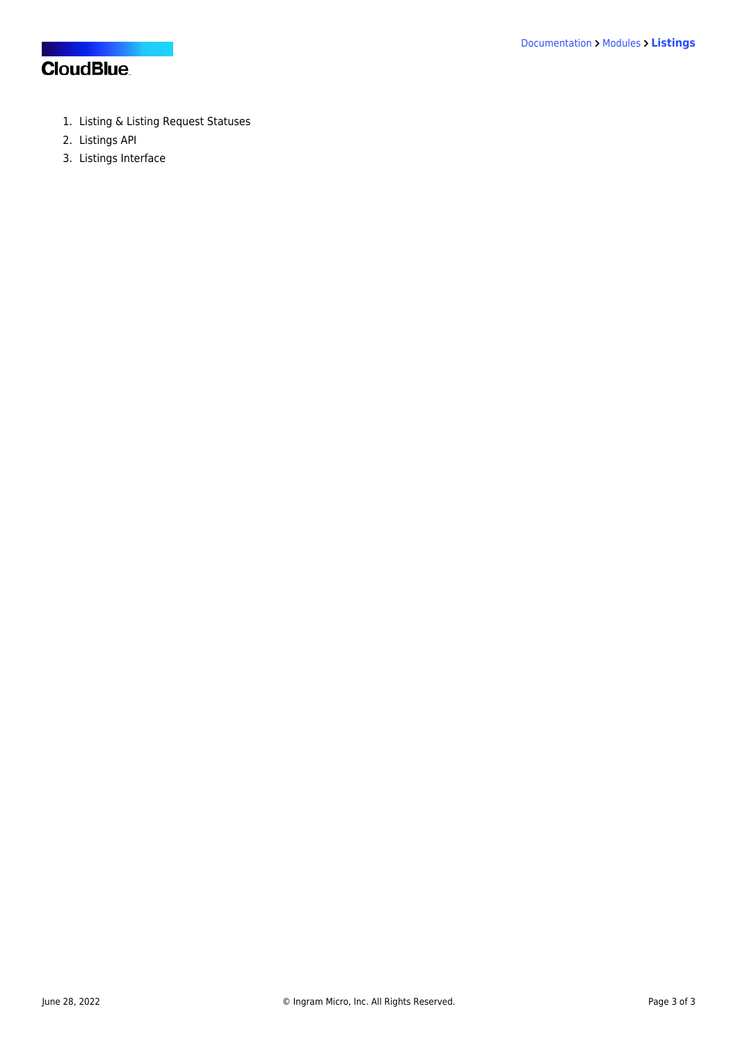1. Listing & Listing Request Statuses
2. Listings API
3. Listings Interface